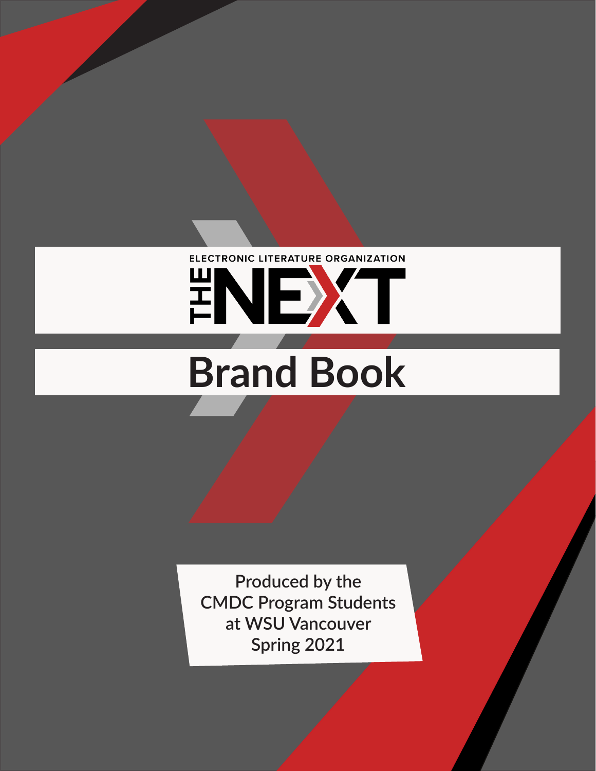ELECTRONIC LITERATURE ORGANIZATION

# THE NEXT

# Brand Book

Produced by the
CMDC Program Students
at WSU Vancouver
Spring 2021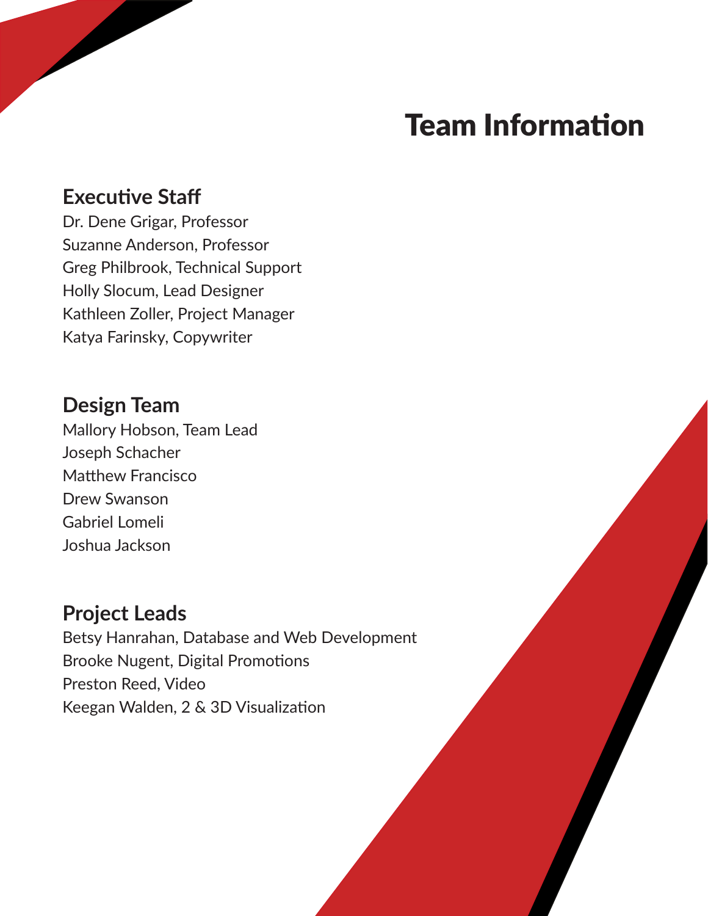# Team Information

## Executive Staff

Dr. Dene Grigar, Professor
Suzanne Anderson, Professor
Greg Philbrook, Technical Support
Holly Slocum, Lead Designer
Kathleen Zoller, Project Manager
Katya Farinsky, Copywriter

## Design Team

Mallory Hobson, Team Lead
Joseph Schacher
Matthew Francisco
Drew Swanson
Gabriel Lomeli
Joshua Jackson

## Project Leads

Betsy Hanrahan, Database and Web Development
Brooke Nugent, Digital Promotions
Preston Reed, Video
Keegan Walden, 2 & 3D Visualization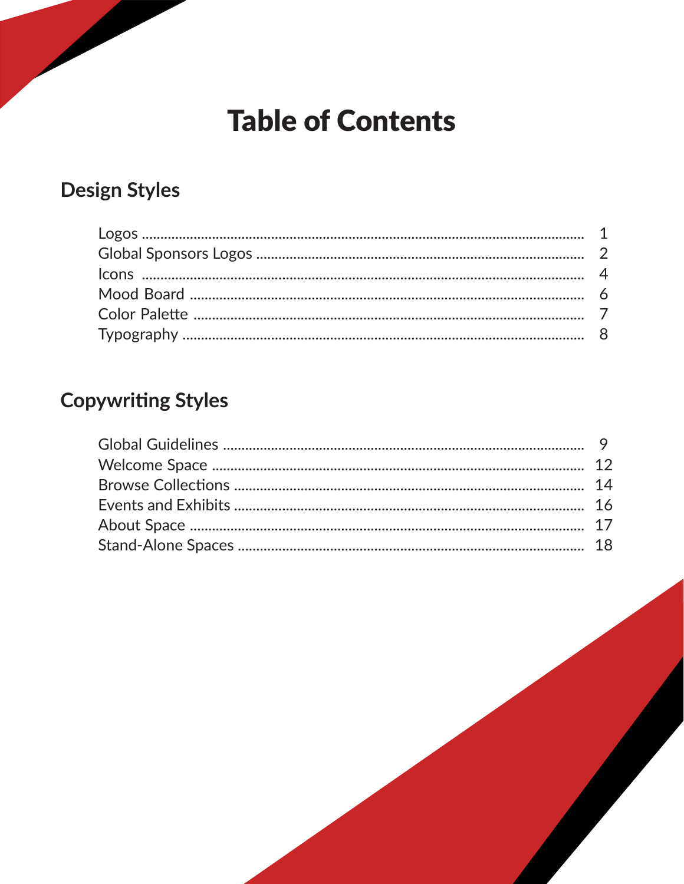# Table of Contents

## Design Styles

| | |
|---|---|
| Logos | 1 |
| Global Sponsors Logos | 2 |
| Icons | 4 |
| Mood Board | 6 |
| Color Palette | 7 |
| Typography | 8 |

## Copywriting Styles

| | |
|---|---|
| Global Guidelines | 9 |
| Welcome Space | 12 |
| Browse Collections | 14 |
| Events and Exhibits | 16 |
| About Space | 17 |
| Stand-Alone Spaces | 18 |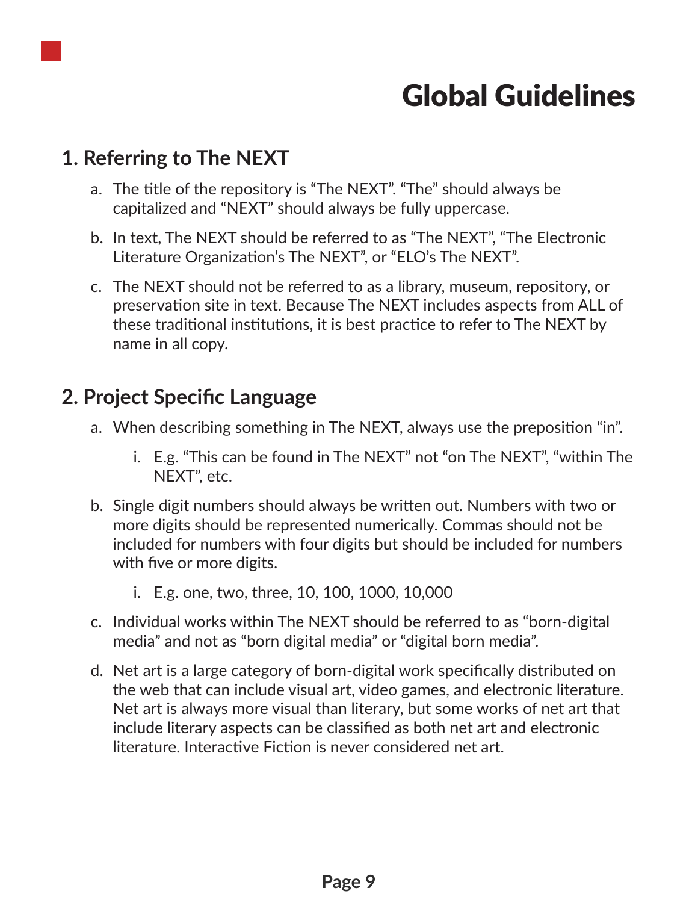# Global Guidelines

## 1. Referring to The NEXT

a. The title of the repository is “The NEXT”. “The” should always be capitalized and “NEXT” should always be fully uppercase.

b. In text, The NEXT should be referred to as “The NEXT”, “The Electronic Literature Organization’s The NEXT”, or “ELO’s The NEXT”.

c. The NEXT should not be referred to as a library, museum, repository, or preservation site in text. Because The NEXT includes aspects from ALL of these traditional institutions, it is best practice to refer to The NEXT by name in all copy.

## 2. Project Specific Language

a. When describing something in The NEXT, always use the preposition “in”.

   i. E.g. “This can be found in The NEXT” not “on The NEXT”, “within The NEXT”, etc.

b. Single digit numbers should always be written out. Numbers with two or more digits should be represented numerically. Commas should not be included for numbers with four digits but should be included for numbers with five or more digits.

   i. E.g. one, two, three, 10, 100, 1000, 10,000

c. Individual works within The NEXT should be referred to as “born-digital media” and not as “born digital media” or “digital born media”.

d. Net art is a large category of born-digital work specifically distributed on the web that can include visual art, video games, and electronic literature. Net art is always more visual than literary, but some works of net art that include literary aspects can be classified as both net art and electronic literature. Interactive Fiction is never considered net art.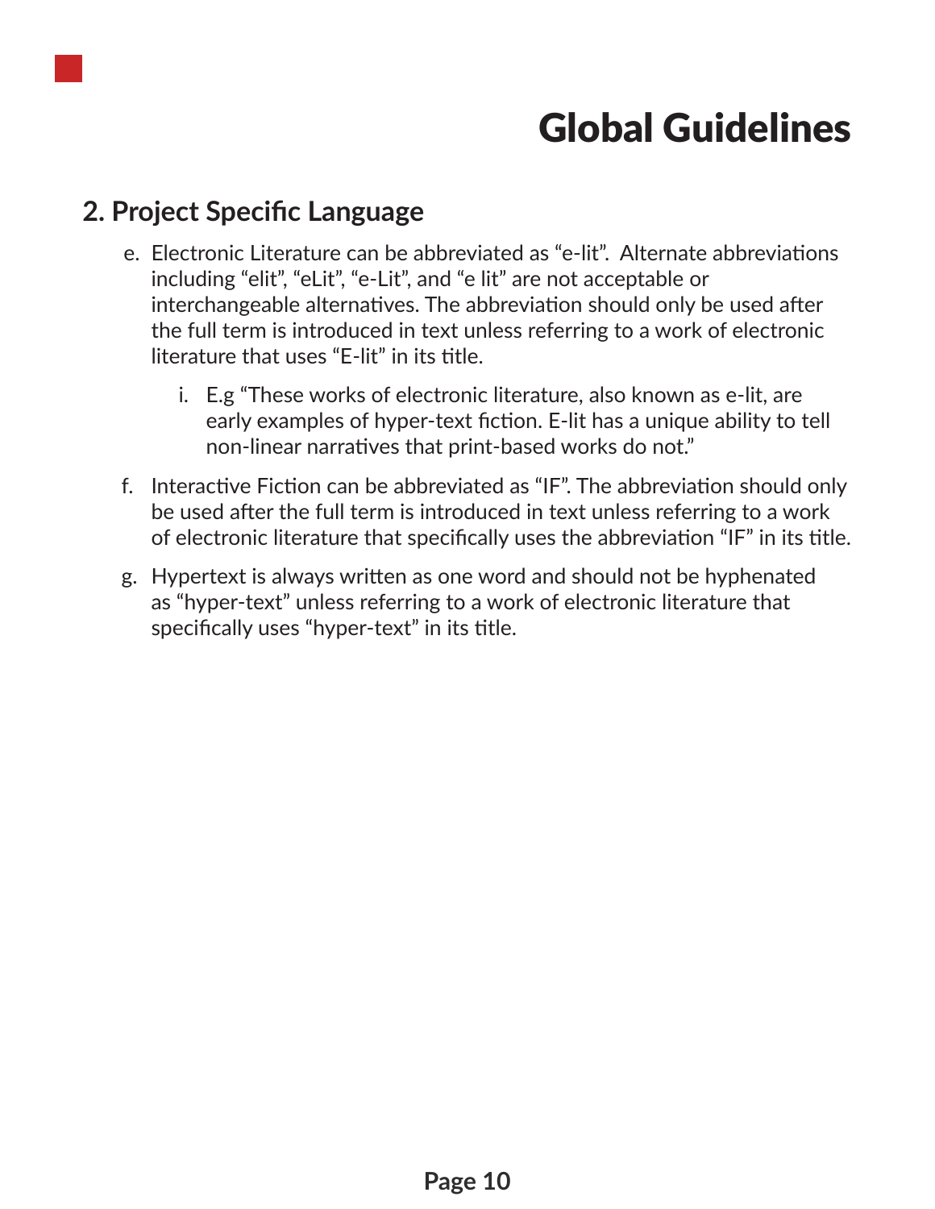# Global Guidelines

## 2. Project Specific Language

e. Electronic Literature can be abbreviated as “e-lit”.  Alternate abbreviations including “elit”, “eLit”, “e-Lit”, and “e lit” are not acceptable or interchangeable alternatives. The abbreviation should only be used after the full term is introduced in text unless referring to a work of electronic literature that uses “E-lit” in its title.

   i. E.g “These works of electronic literature, also known as e-lit, are early examples of hyper-text fiction. E-lit has a unique ability to tell non-linear narratives that print-based works do not.”

f. Interactive Fiction can be abbreviated as “IF”. The abbreviation should only be used after the full term is introduced in text unless referring to a work of electronic literature that specifically uses the abbreviation “IF” in its title.

g. Hypertext is always written as one word and should not be hyphenated as “hyper-text” unless referring to a work of electronic literature that specifically uses “hyper-text” in its title.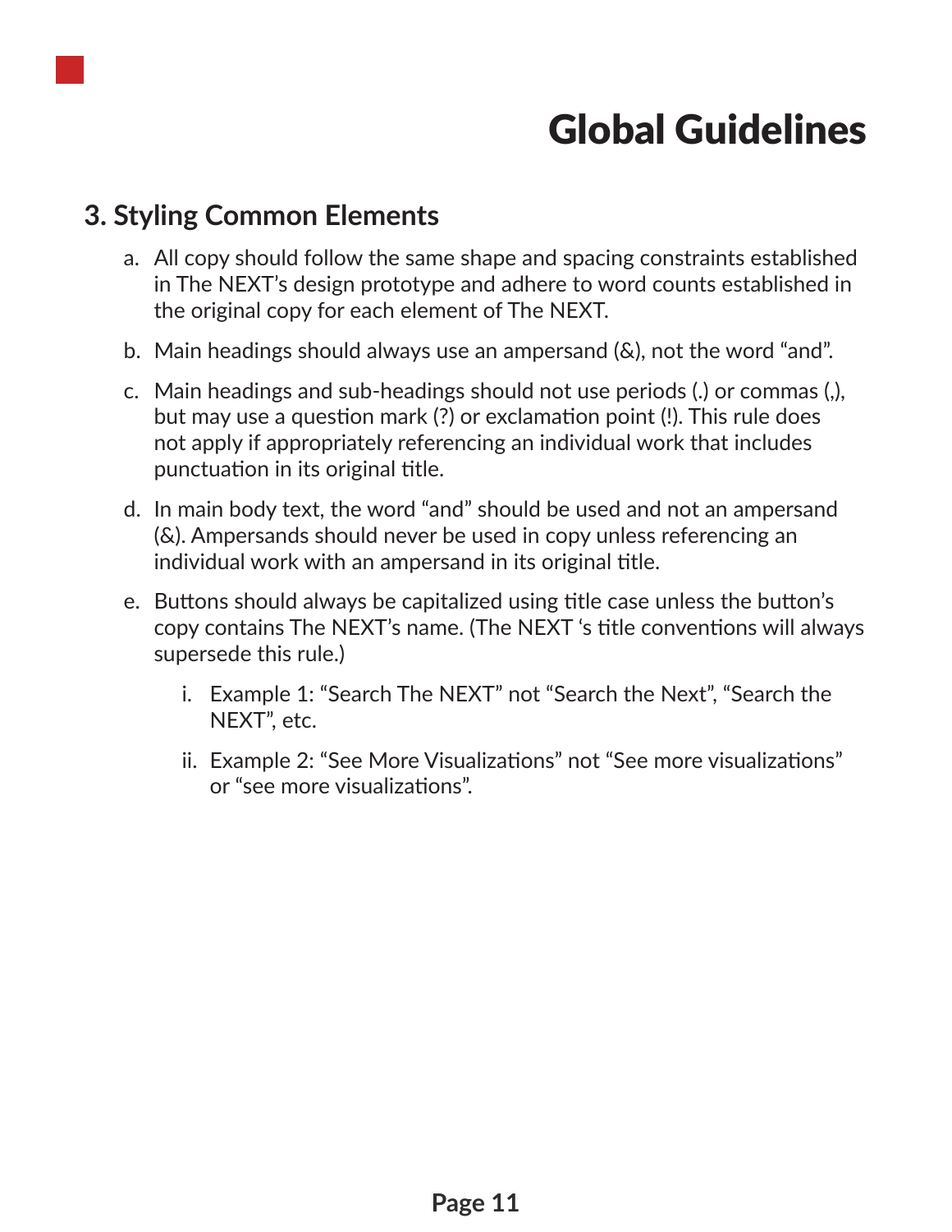# Global Guidelines

## 3. Styling Common Elements

a. All copy should follow the same shape and spacing constraints established in The NEXT's design prototype and adhere to word counts established in the original copy for each element of The NEXT.

b. Main headings should always use an ampersand (&), not the word "and".

c. Main headings and sub-headings should not use periods (.) or commas (,), but may use a question mark (?) or exclamation point (!). This rule does not apply if appropriately referencing an individual work that includes punctuation in its original title.

d. In main body text, the word "and" should be used and not an ampersand (&). Ampersands should never be used in copy unless referencing an individual work with an ampersand in its original title.

e. Buttons should always be capitalized using title case unless the button's copy contains The NEXT's name. (The NEXT 's title conventions will always supersede this rule.)

   i. Example 1: "Search The NEXT" not "Search the Next", "Search the NEXT", etc.

   ii. Example 2: "See More Visualizations" not "See more visualizations" or "see more visualizations".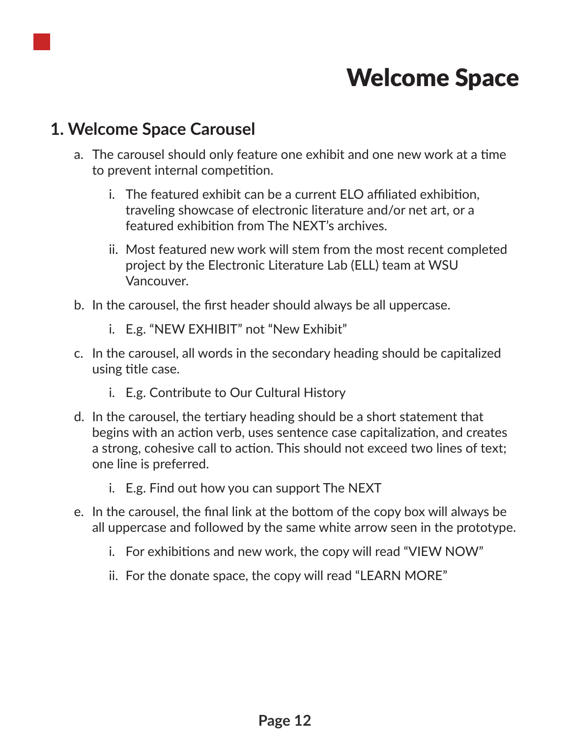# Welcome Space

## 1. Welcome Space Carousel

a. The carousel should only feature one exhibit and one new work at a time to prevent internal competition.

   i. The featured exhibit can be a current ELO affiliated exhibition, traveling showcase of electronic literature and/or net art, or a featured exhibition from The NEXT's archives.

   ii. Most featured new work will stem from the most recent completed project by the Electronic Literature Lab (ELL) team at WSU Vancouver.

b. In the carousel, the first header should always be all uppercase.

   i. E.g. "NEW EXHIBIT" not "New Exhibit"

c. In the carousel, all words in the secondary heading should be capitalized using title case.

   i. E.g. Contribute to Our Cultural History

d. In the carousel, the tertiary heading should be a short statement that begins with an action verb, uses sentence case capitalization, and creates a strong, cohesive call to action. This should not exceed two lines of text; one line is preferred.

   i. E.g. Find out how you can support The NEXT

e. In the carousel, the final link at the bottom of the copy box will always be all uppercase and followed by the same white arrow seen in the prototype.

   i. For exhibitions and new work, the copy will read "VIEW NOW"

   ii. For the donate space, the copy will read "LEARN MORE"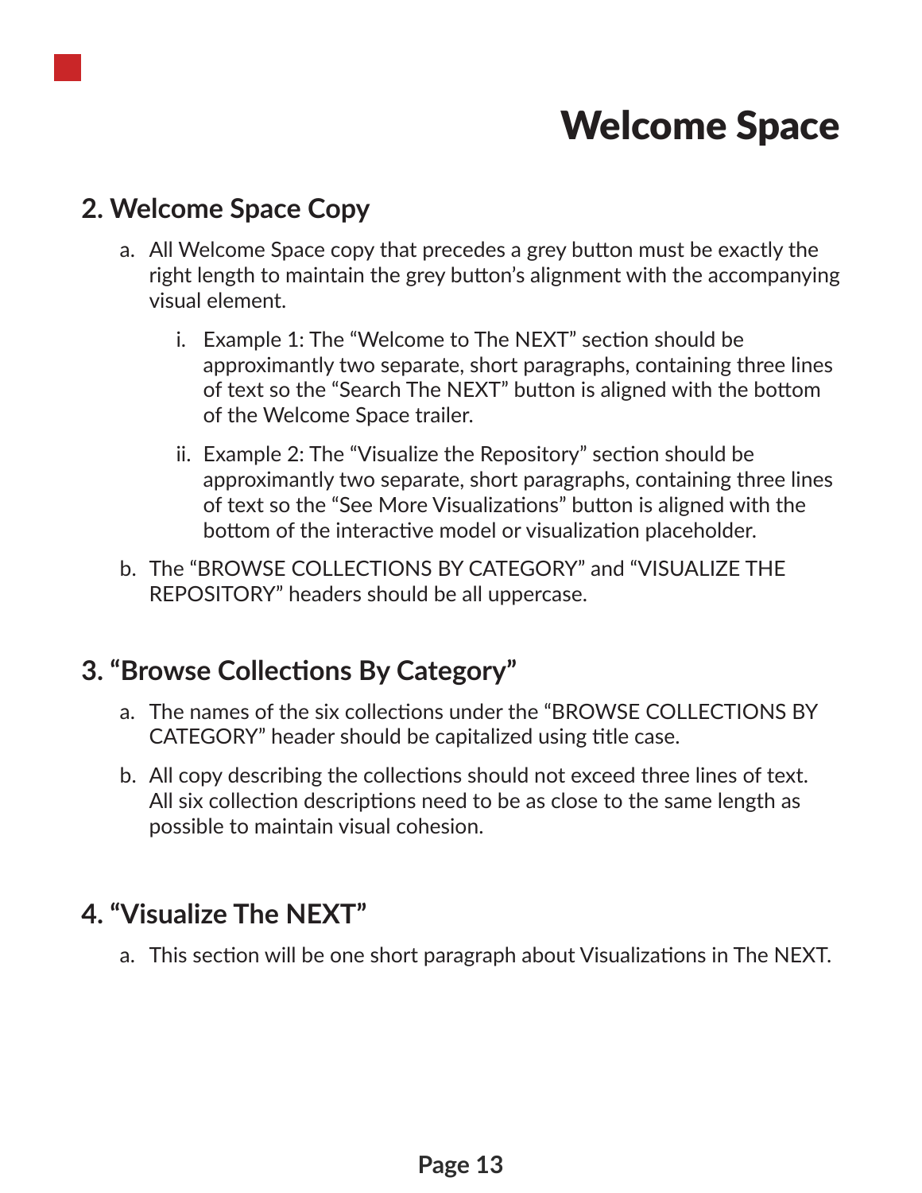# Welcome Space

## 2. Welcome Space Copy

a. All Welcome Space copy that precedes a grey button must be exactly the right length to maintain the grey button's alignment with the accompanying visual element.

   i. Example 1: The "Welcome to The NEXT" section should be approximantly two separate, short paragraphs, containing three lines of text so the "Search The NEXT" button is aligned with the bottom of the Welcome Space trailer.

   ii. Example 2: The "Visualize the Repository" section should be approximantly two separate, short paragraphs, containing three lines of text so the "See More Visualizations" button is aligned with the bottom of the interactive model or visualization placeholder.

b. The "BROWSE COLLECTIONS BY CATEGORY" and "VISUALIZE THE REPOSITORY" headers should be all uppercase.

## 3. "Browse Collections By Category"

a. The names of the six collections under the "BROWSE COLLECTIONS BY CATEGORY" header should be capitalized using title case.

b. All copy describing the collections should not exceed three lines of text. All six collection descriptions need to be as close to the same length as possible to maintain visual cohesion.

## 4. "Visualize The NEXT"

a. This section will be one short paragraph about Visualizations in The NEXT.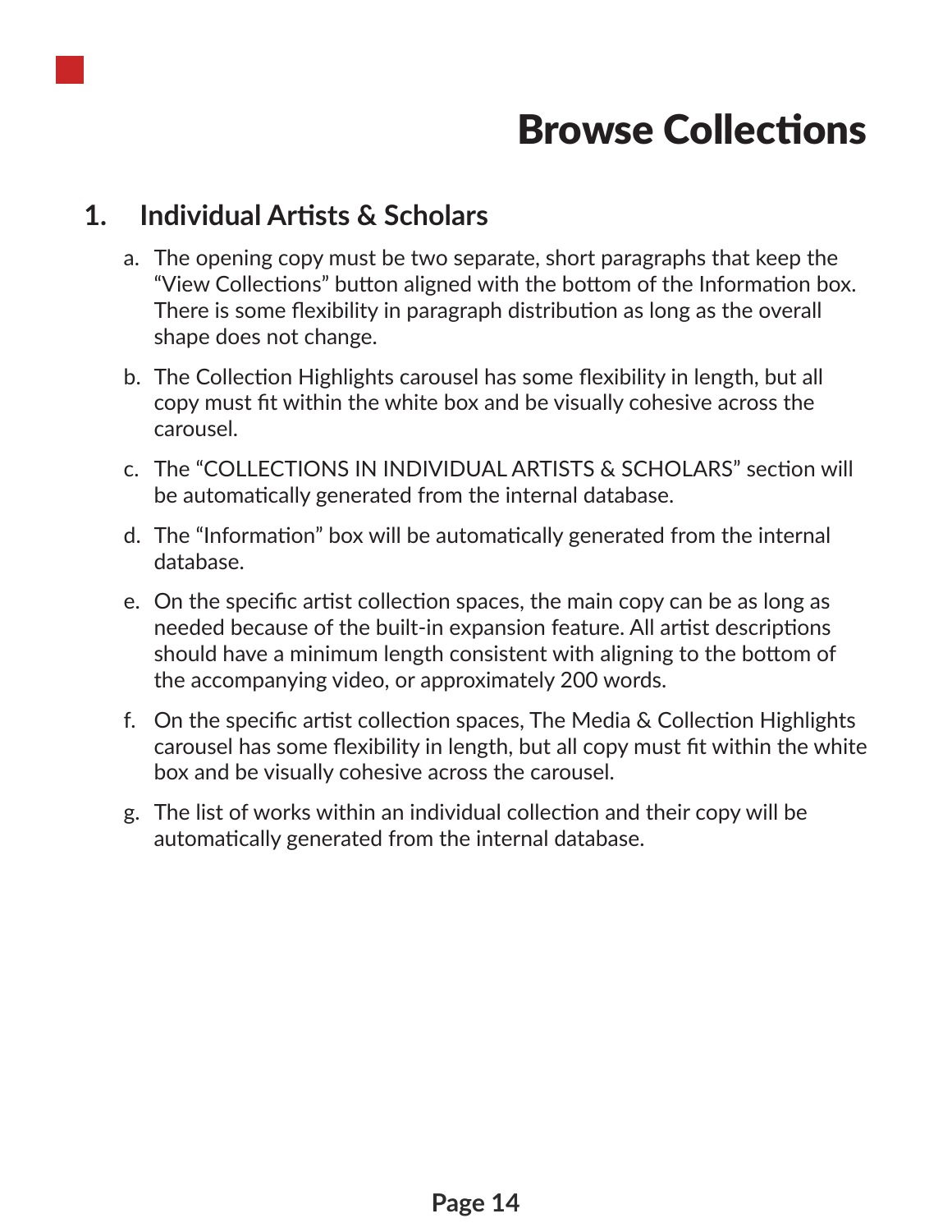# Browse Collections

## 1. Individual Artists & Scholars

a. The opening copy must be two separate, short paragraphs that keep the "View Collections" button aligned with the bottom of the Information box. There is some flexibility in paragraph distribution as long as the overall shape does not change.

b. The Collection Highlights carousel has some flexibility in length, but all copy must fit within the white box and be visually cohesive across the carousel.

c. The "COLLECTIONS IN INDIVIDUAL ARTISTS & SCHOLARS" section will be automatically generated from the internal database.

d. The "Information" box will be automatically generated from the internal database.

e. On the specific artist collection spaces, the main copy can be as long as needed because of the built-in expansion feature. All artist descriptions should have a minimum length consistent with aligning to the bottom of the accompanying video, or approximately 200 words.

f. On the specific artist collection spaces, The Media & Collection Highlights carousel has some flexibility in length, but all copy must fit within the white box and be visually cohesive across the carousel.

g. The list of works within an individual collection and their copy will be automatically generated from the internal database.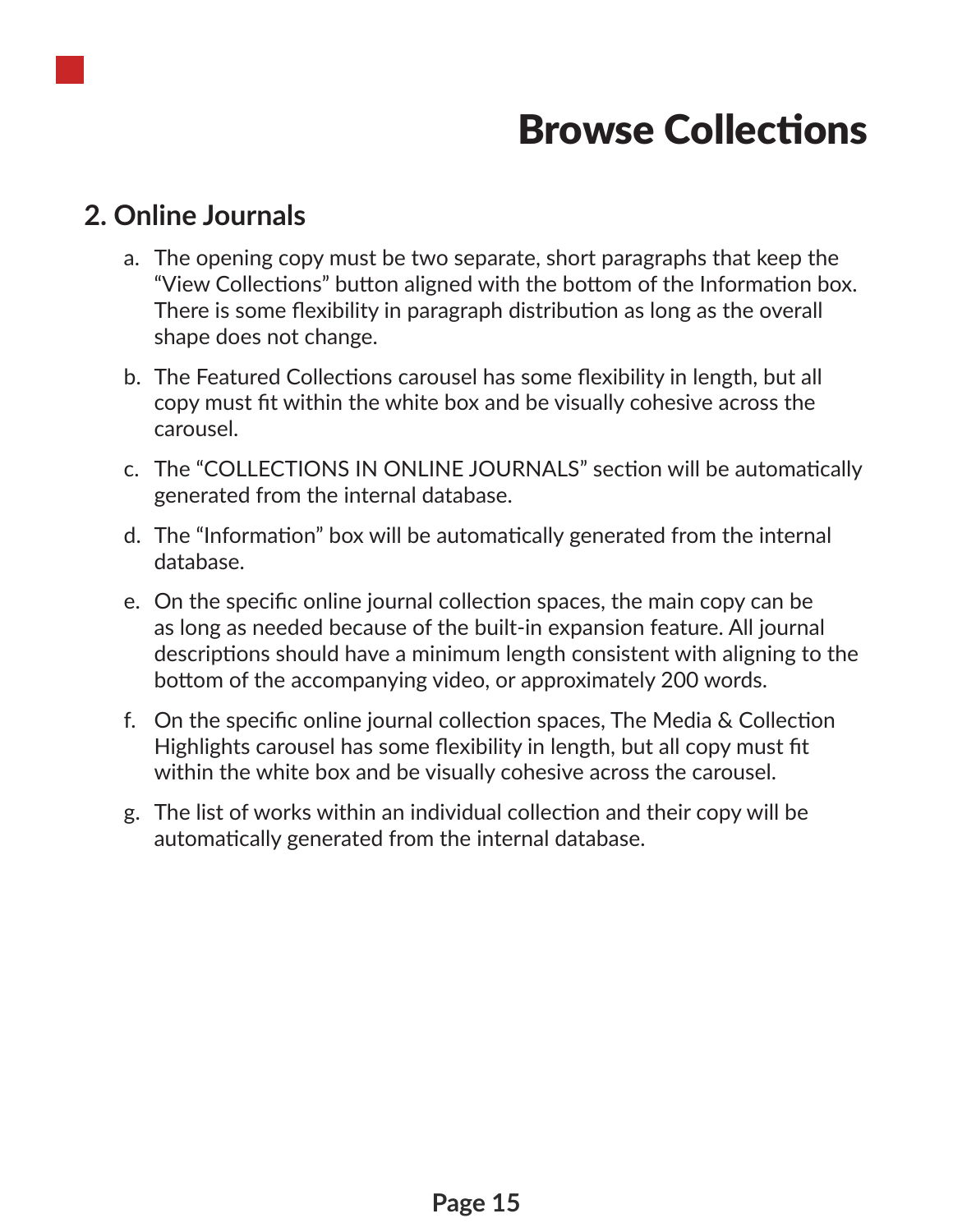# Browse Collections

## 2. Online Journals

a. The opening copy must be two separate, short paragraphs that keep the "View Collections" button aligned with the bottom of the Information box. There is some flexibility in paragraph distribution as long as the overall shape does not change.

b. The Featured Collections carousel has some flexibility in length, but all copy must fit within the white box and be visually cohesive across the carousel.

c. The "COLLECTIONS IN ONLINE JOURNALS" section will be automatically generated from the internal database.

d. The "Information" box will be automatically generated from the internal database.

e. On the specific online journal collection spaces, the main copy can be as long as needed because of the built-in expansion feature. All journal descriptions should have a minimum length consistent with aligning to the bottom of the accompanying video, or approximately 200 words.

f. On the specific online journal collection spaces, The Media & Collection Highlights carousel has some flexibility in length, but all copy must fit within the white box and be visually cohesive across the carousel.

g. The list of works within an individual collection and their copy will be automatically generated from the internal database.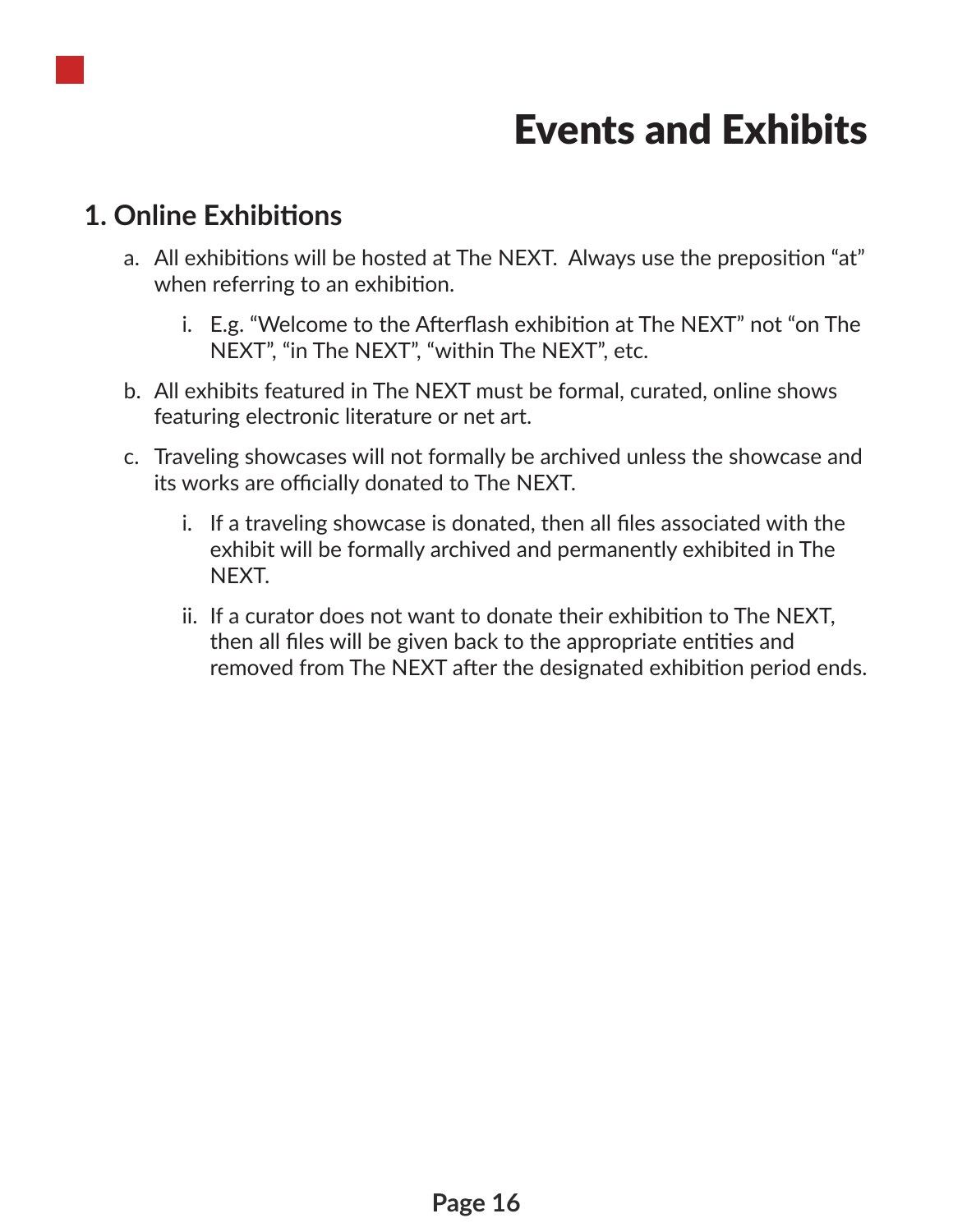# Events and Exhibits

## 1. Online Exhibitions

a. All exhibitions will be hosted at The NEXT.  Always use the preposition “at” when referring to an exhibition.

   i. E.g. “Welcome to the Afterflash exhibition at The NEXT” not “on The NEXT”, “in The NEXT”, “within The NEXT”, etc.

b. All exhibits featured in The NEXT must be formal, curated, online shows featuring electronic literature or net art.

c. Traveling showcases will not formally be archived unless the showcase and its works are officially donated to The NEXT.

   i. If a traveling showcase is donated, then all files associated with the exhibit will be formally archived and permanently exhibited in The NEXT.

   ii. If a curator does not want to donate their exhibition to The NEXT, then all files will be given back to the appropriate entities and removed from The NEXT after the designated exhibition period ends.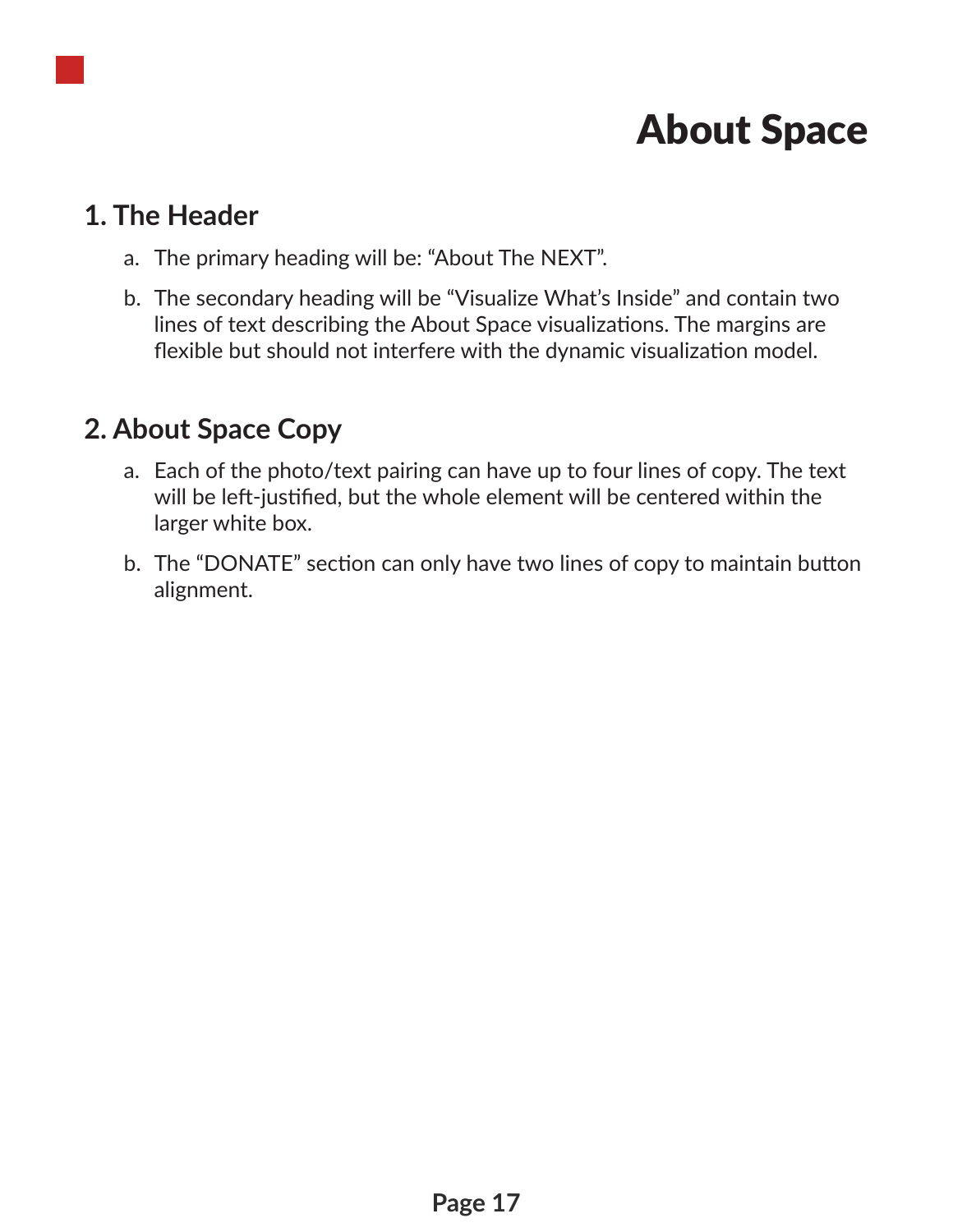# About Space

## 1. The Header

a. The primary heading will be: “About The NEXT”.

b. The secondary heading will be “Visualize What’s Inside” and contain two lines of text describing the About Space visualizations. The margins are flexible but should not interfere with the dynamic visualization model.

## 2. About Space Copy

a. Each of the photo/text pairing can have up to four lines of copy. The text will be left-justified, but the whole element will be centered within the larger white box.

b. The “DONATE” section can only have two lines of copy to maintain button alignment.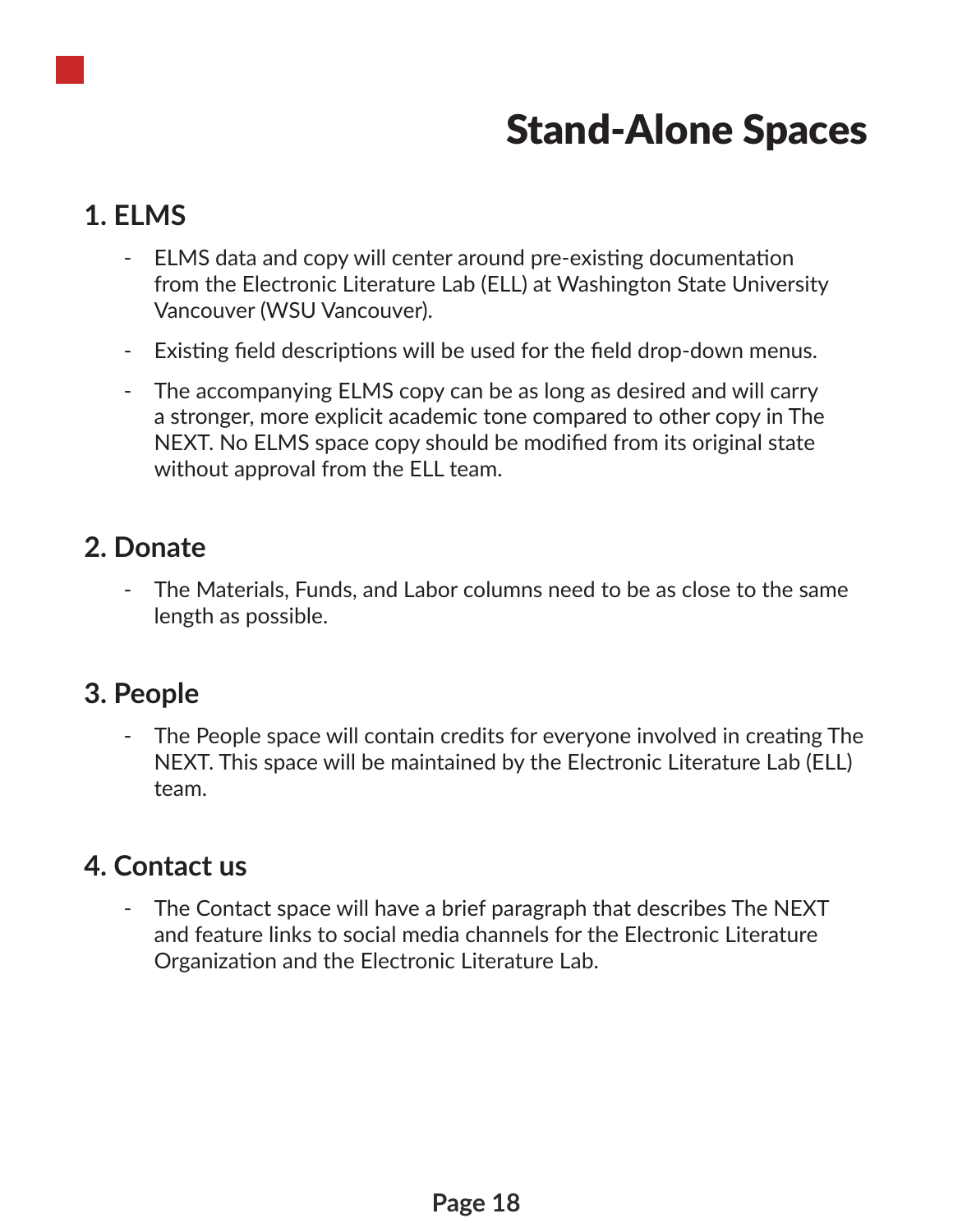# Stand-Alone Spaces

## 1. ELMS

- ELMS data and copy will center around pre-existing documentation from the Electronic Literature Lab (ELL) at Washington State University Vancouver (WSU Vancouver).
- Existing field descriptions will be used for the field drop-down menus.
- The accompanying ELMS copy can be as long as desired and will carry a stronger, more explicit academic tone compared to other copy in The NEXT. No ELMS space copy should be modified from its original state without approval from the ELL team.

## 2. Donate

- The Materials, Funds, and Labor columns need to be as close to the same length as possible.

## 3. People

- The People space will contain credits for everyone involved in creating The NEXT. This space will be maintained by the Electronic Literature Lab (ELL) team.

## 4. Contact us

- The Contact space will have a brief paragraph that describes The NEXT and feature links to social media channels for the Electronic Literature Organization and the Electronic Literature Lab.